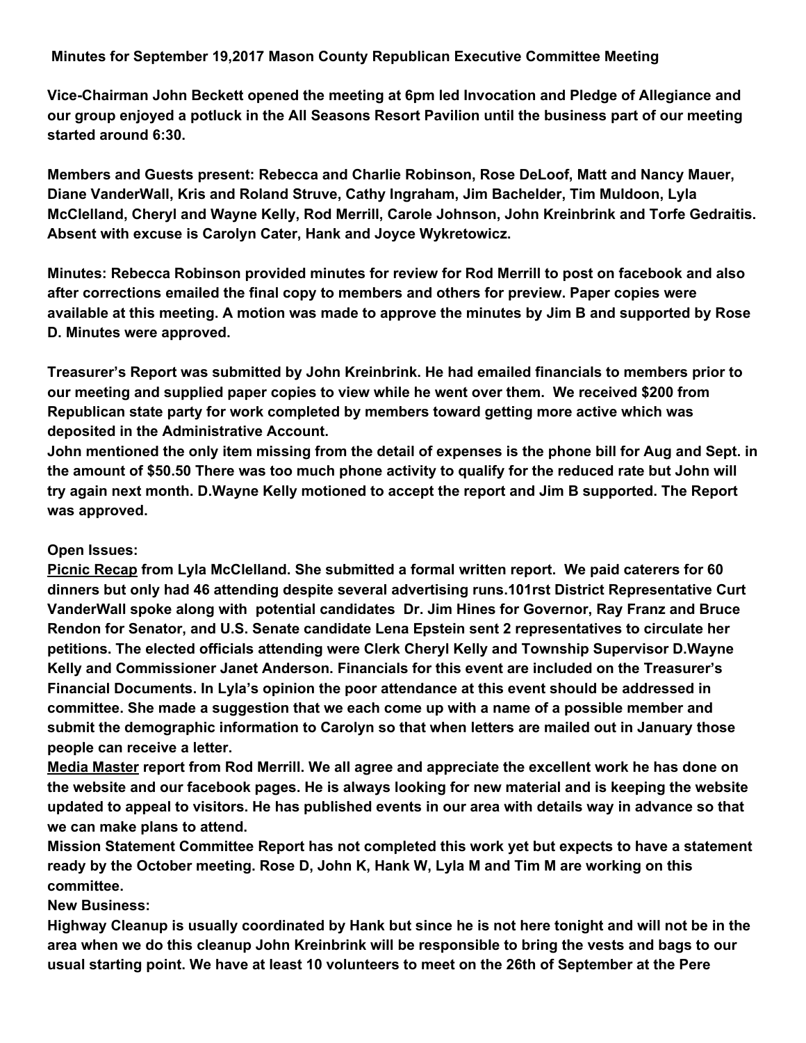# Minutes for September 19,2017 Mason County Republican Executive Committee Meeting

**Vice-Chairman John Beckett opened the meeting at 6pm led Invocation and Pledge of Allegiance and our group enjoyed a potluck in the All Seasons Resort Pavilion until the business part of our meeting started around 6:30.**

**Members and Guests present: Rebecca and Charlie Robinson, Rose DeLoof, Matt and Nancy Mauer, Diane VanderWall, Kris and Roland Struve, Cathy Ingraham, Jim Bachelder, Tim Muldoon, Lyla McClelland, Cheryl and Wayne Kelly, Rod Merrill, Carole Johnson, John Kreinbrink and Torfe Gedraitis. Absent with excuse is Carolyn Cater, Hank and Joyce Wykretowicz.**

**Minutes: Rebecca Robinson provided minutes for review for Rod Merrill to post on facebook and also after corrections emailed the final copy to members and others for preview. Paper copies were available at this meeting. A motion was made to approve the minutes by Jim B and supported by Rose D. Minutes were approved.**

**Treasurer's Report was submitted by John Kreinbrink. He had emailed financials to members prior to our meeting and supplied paper copies to view while he went over them. We received $200 from Republican state party for work completed by members toward getting more active which was deposited in the Administrative Account.**

**John mentioned the only item missing from the detail of expenses is the phone bill for Aug and Sept. in the amount of $50.50 There was too much phone activity to qualify for the reduced rate but John will try again next month. D.Wayne Kelly motioned to accept the report and Jim B supported. The Report was approved.**

**Open Issues:**

**<u>Picnic Recap</u> from Lyla McClelland. She submitted a formal written report. We paid caterers for 60 dinners but only had 46 attending despite several advertising runs.101rst District Representative Curt VanderWall spoke along with potential candidates Dr. Jim Hines for Governor, Ray Franz and Bruce Rendon for Senator, and U.S. Senate candidate Lena Epstein sent 2 representatives to circulate her petitions. The elected officials attending were Clerk Cheryl Kelly and Township Supervisor D.Wayne Kelly and Commissioner Janet Anderson. Financials for this event are included on the Treasurer's Financial Documents. In Lyla's opinion the poor attendance at this event should be addressed in committee. She made a suggestion that we each come up with a name of a possible member and submit the demographic information to Carolyn so that when letters are mailed out in January those people can receive a letter.**

**<u>Media Master</u> report from Rod Merrill. We all agree and appreciate the excellent work he has done on the website and our facebook pages. He is always looking for new material and is keeping the website updated to appeal to visitors. He has published events in our area with details way in advance so that we can make plans to attend.**

**Mission Statement Committee Report has not completed this work yet but expects to have a statement ready by the October meeting. Rose D, John K, Hank W, Lyla M and Tim M are working on this committee.**

**New Business:**

**Highway Cleanup is usually coordinated by Hank but since he is not here tonight and will not be in the area when we do this cleanup John Kreinbrink will be responsible to bring the vests and bags to our usual starting point. We have at least 10 volunteers to meet on the 26th of September at the Pere**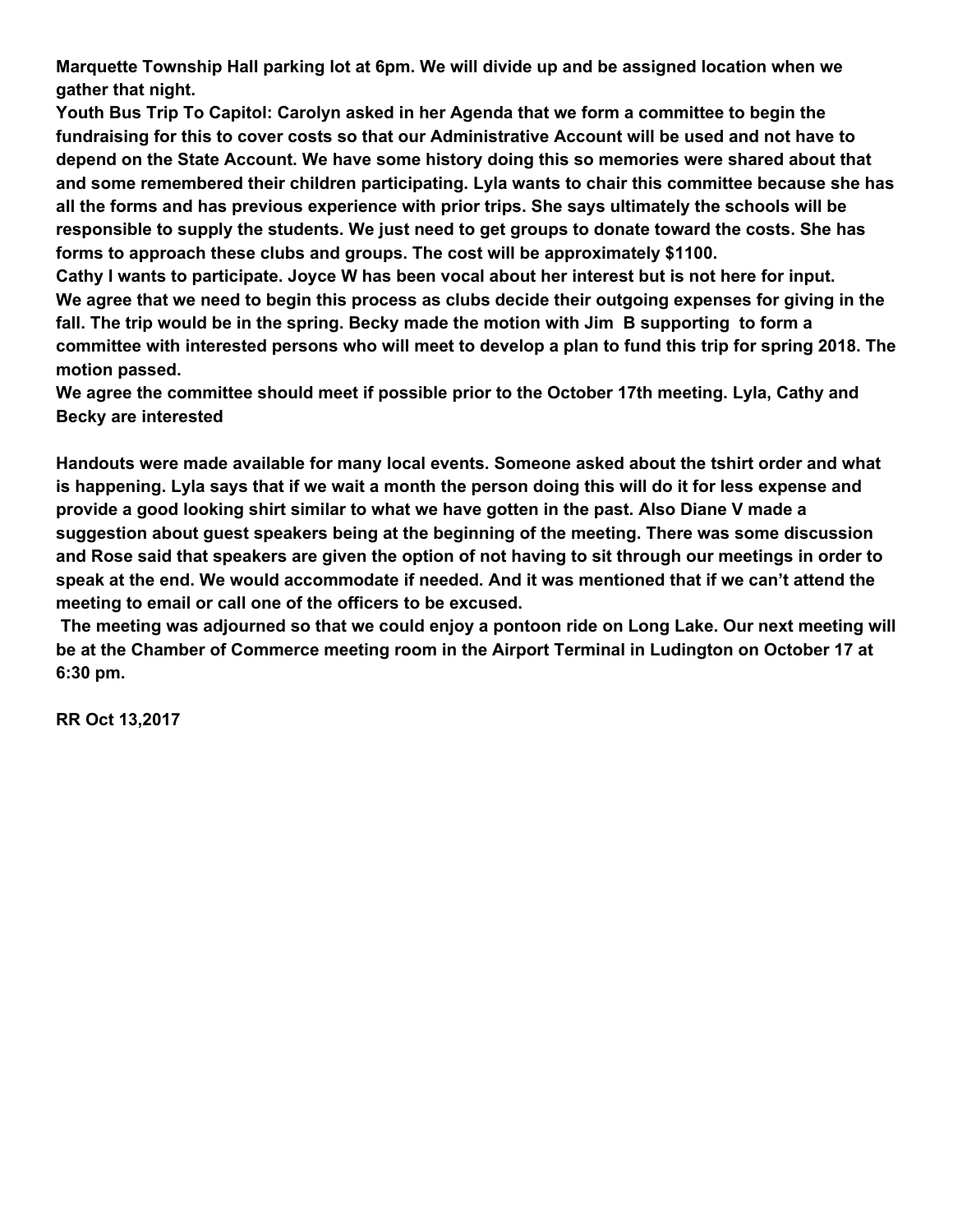**Marquette Township Hall parking lot at 6pm. We will divide up and be assigned location when we gather that night.**

**Youth Bus Trip To Capitol: Carolyn asked in her Agenda that we form a committee to begin the fundraising for this to cover costs so that our Administrative Account will be used and not have to depend on the State Account. We have some history doing this so memories were shared about that and some remembered their children participating. Lyla wants to chair this committee because she has all the forms and has previous experience with prior trips. She says ultimately the schools will be responsible to supply the students. We just need to get groups to donate toward the costs. She has forms to approach these clubs and groups. The cost will be approximately $1100.**

**Cathy I wants to participate. Joyce W has been vocal about her interest but is not here for input. We agree that we need to begin this process as clubs decide their outgoing expenses for giving in the fall. The trip would be in the spring. Becky made the motion with Jim B supporting to form a committee with interested persons who will meet to develop a plan to fund this trip for spring 2018. The motion passed.**

**We agree the committee should meet if possible prior to the October 17th meeting. Lyla, Cathy and Becky are interested**

**Handouts were made available for many local events. Someone asked about the tshirt order and what is happening. Lyla says that if we wait a month the person doing this will do it for less expense and provide a good looking shirt similar to what we have gotten in the past. Also Diane V made a suggestion about guest speakers being at the beginning of the meeting. There was some discussion and Rose said that speakers are given the option of not having to sit through our meetings in order to speak at the end. We would accommodate if needed. And it was mentioned that if we can't attend the meeting to email or call one of the officers to be excused.**

**The meeting was adjourned so that we could enjoy a pontoon ride on Long Lake. Our next meeting will be at the Chamber of Commerce meeting room in the Airport Terminal in Ludington on October 17 at 6:30 pm.**

**RR Oct 13,2017**